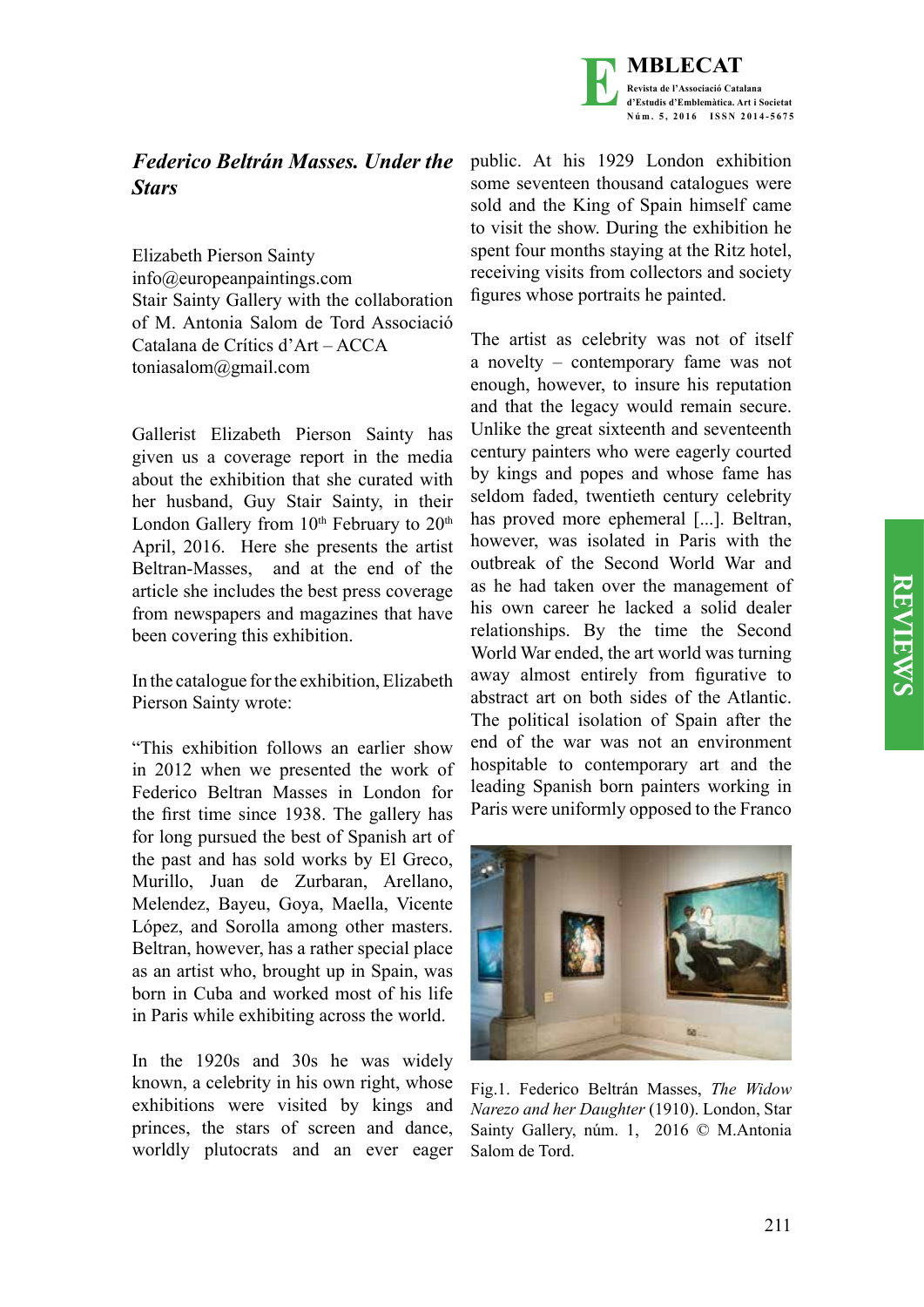## *Federico Beltrán Masses. Under the Stars*

Elizabeth Pierson Sainty
info@europeanpaintings.com
Stair Sainty Gallery with the collaboration of M. Antonia Salom de Tord Associació Catalana de Crítics d'Art – ACCA
toniasalom@gmail.com

Gallerist Elizabeth Pierson Sainty has given us a coverage report in the media about the exhibition that she curated with her husband, Guy Stair Sainty, in their London Gallery from 10th February to 20th April, 2016. Here she presents the artist Beltran-Masses, and at the end of the article she includes the best press coverage from newspapers and magazines that have been covering this exhibition.

In the catalogue for the exhibition, Elizabeth Pierson Sainty wrote:

"This exhibition follows an earlier show in 2012 when we presented the work of Federico Beltran Masses in London for the first time since 1938. The gallery has for long pursued the best of Spanish art of the past and has sold works by El Greco, Murillo, Juan de Zurbaran, Arellano, Melendez, Bayeu, Goya, Maella, Vicente López, and Sorolla among other masters. Beltran, however, has a rather special place as an artist who, brought up in Spain, was born in Cuba and worked most of his life in Paris while exhibiting across the world.

In the 1920s and 30s he was widely known, a celebrity in his own right, whose exhibitions were visited by kings and princes, the stars of screen and dance, worldly plutocrats and an ever eager public. At his 1929 London exhibition some seventeen thousand catalogues were sold and the King of Spain himself came to visit the show. During the exhibition he spent four months staying at the Ritz hotel, receiving visits from collectors and society figures whose portraits he painted.

The artist as celebrity was not of itself a novelty – contemporary fame was not enough, however, to insure his reputation and that the legacy would remain secure. Unlike the great sixteenth and seventeenth century painters who were eagerly courted by kings and popes and whose fame has seldom faded, twentieth century celebrity has proved more ephemeral [...]. Beltran, however, was isolated in Paris with the outbreak of the Second World War and as he had taken over the management of his own career he lacked a solid dealer relationships. By the time the Second World War ended, the art world was turning away almost entirely from figurative to abstract art on both sides of the Atlantic. The political isolation of Spain after the end of the war was not an environment hospitable to contemporary art and the leading Spanish born painters working in Paris were uniformly opposed to the Franco

Fig.1. Federico Beltrán Masses, *The Widow Narezo and her Daughter* (1910). London, Star Sainty Gallery, núm. 1, 2016 © M.Antonia Salom de Tord.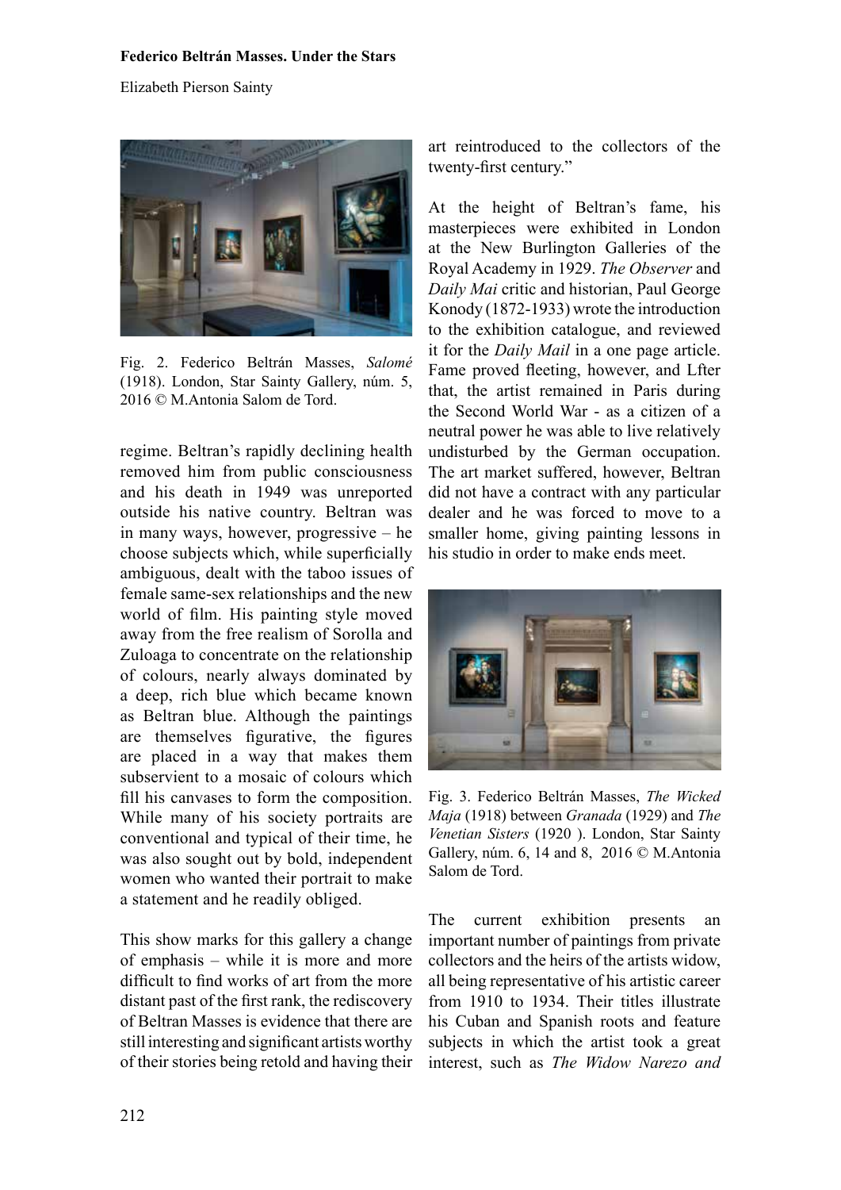Fig. 2. Federico Beltrán Masses, *Salomé* (1918). London, Star Sainty Gallery, núm. 5, 2016 © M.Antonia Salom de Tord.

regime. Beltran's rapidly declining health removed him from public consciousness and his death in 1949 was unreported outside his native country. Beltran was in many ways, however, progressive – he choose subjects which, while superficially ambiguous, dealt with the taboo issues of female same-sex relationships and the new world of film. His painting style moved away from the free realism of Sorolla and Zuloaga to concentrate on the relationship of colours, nearly always dominated by a deep, rich blue which became known as Beltran blue. Although the paintings are themselves figurative, the figures are placed in a way that makes them subservient to a mosaic of colours which fill his canvases to form the composition. While many of his society portraits are conventional and typical of their time, he was also sought out by bold, independent women who wanted their portrait to make a statement and he readily obliged.

This show marks for this gallery a change of emphasis – while it is more and more difficult to find works of art from the more distant past of the first rank, the rediscovery of Beltran Masses is evidence that there are still interesting and significant artists worthy of their stories being retold and having their art reintroduced to the collectors of the twenty-first century."

At the height of Beltran's fame, his masterpieces were exhibited in London at the New Burlington Galleries of the Royal Academy in 1929. *The Observer* and *Daily Mai* critic and historian, Paul George Konody (1872-1933) wrote the introduction to the exhibition catalogue, and reviewed it for the *Daily Mail* in a one page article. Fame proved fleeting, however, and Lfter that, the artist remained in Paris during the Second World War - as a citizen of a neutral power he was able to live relatively undisturbed by the German occupation. The art market suffered, however, Beltran did not have a contract with any particular dealer and he was forced to move to a smaller home, giving painting lessons in his studio in order to make ends meet.

Fig. 3. Federico Beltrán Masses, *The Wicked Maja* (1918) between *Granada* (1929) and *The Venetian Sisters* (1920 ). London, Star Sainty Gallery, núm. 6, 14 and 8, 2016 © M.Antonia Salom de Tord.

The current exhibition presents an important number of paintings from private collectors and the heirs of the artists widow, all being representative of his artistic career from 1910 to 1934. Their titles illustrate his Cuban and Spanish roots and feature subjects in which the artist took a great interest, such as *The Widow Narezo and*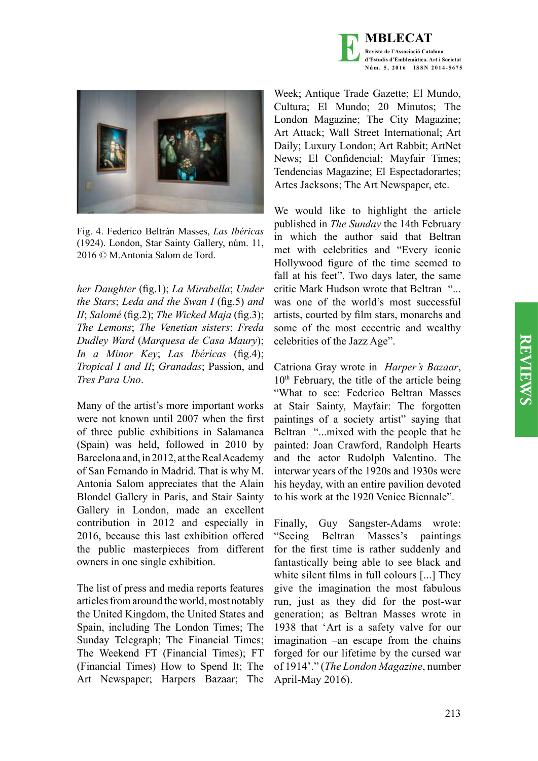Fig. 4. Federico Beltrán Masses, *Las Ibéricas* (1924). London, Star Sainty Gallery, núm. 11, 2016 © M.Antonia Salom de Tord.

*her Daughter* (fig.1); *La Mirabella*; *Under the Stars*; *Leda and the Swan I* (fig.5) *and II*; *Salomé* (fig.2); *The Wicked Maja* (fig.3); *The Lemons*; *The Venetian sisters*; *Freda Dudley Ward* (*Marquesa de Casa Maury*); *In a Minor Key*; *Las Ibéricas* (fig.4); *Tropical I and II*; *Granadas*; Passion, and *Tres Para Uno*.

Many of the artist's more important works were not known until 2007 when the first of three public exhibitions in Salamanca (Spain) was held, followed in 2010 by Barcelona and, in 2012, at the Real Academy of San Fernando in Madrid. That is why M. Antonia Salom appreciates that the Alain Blondel Gallery in Paris, and Stair Sainty Gallery in London, made an excellent contribution in 2012 and especially in 2016, because this last exhibition offered the public masterpieces from different owners in one single exhibition.

The list of press and media reports features articles from around the world, most notably the United Kingdom, the United States and Spain, including The London Times; The Sunday Telegraph; The Financial Times; The Weekend FT (Financial Times); FT (Financial Times) How to Spend It; The Art Newspaper; Harpers Bazaar; The Week; Antique Trade Gazette; El Mundo, Cultura; El Mundo; 20 Minutos; The London Magazine; The City Magazine; Art Attack; Wall Street International; Art Daily; Luxury London; Art Rabbit; ArtNet News; El Confidencial; Mayfair Times; Tendencias Magazine; El Espectadorartes; Artes Jacksons; The Art Newspaper, etc.

We would like to highlight the article published in *The Sunday* the 14th February in which the author said that Beltran met with celebrities and "Every iconic Hollywood figure of the time seemed to fall at his feet". Two days later, the same critic Mark Hudson wrote that Beltran "... was one of the world's most successful artists, courted by film stars, monarchs and some of the most eccentric and wealthy celebrities of the Jazz Age".

Catriona Gray wrote in *Harper's Bazaar*, 10th February, the title of the article being "What to see: Federico Beltran Masses at Stair Sainty, Mayfair: The forgotten paintings of a society artist" saying that Beltran "...mixed with the people that he painted: Joan Crawford, Randolph Hearts and the actor Rudolph Valentino. The interwar years of the 1920s and 1930s were his heyday, with an entire pavilion devoted to his work at the 1920 Venice Biennale".

Finally, Guy Sangster-Adams wrote: "Seeing Beltran Masses's paintings for the first time is rather suddenly and fantastically being able to see black and white silent films in full colours [...] They give the imagination the most fabulous run, just as they did for the post-war generation; as Beltran Masses wrote in 1938 that 'Art is a safety valve for our imagination –an escape from the chains forged for our lifetime by the cursed war of 1914'." (*The London Magazine*, number April-May 2016).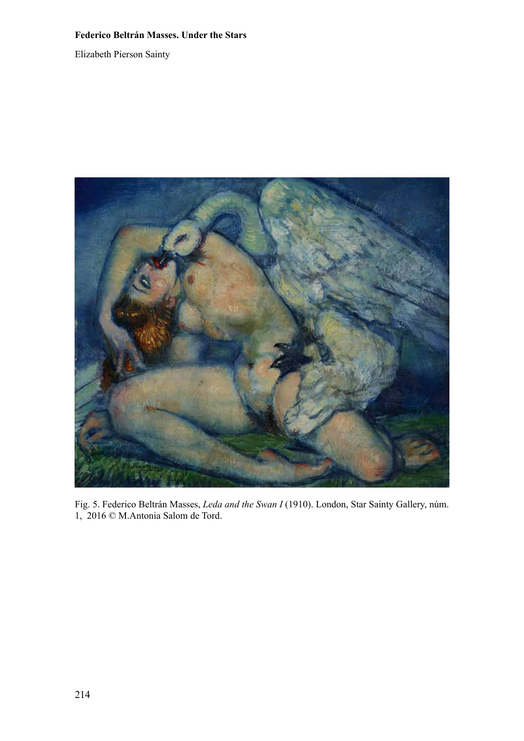Fig. 5. Federico Beltrán Masses, *Leda and the Swan I* (1910). London, Star Sainty Gallery, núm. 1, 2016 © M.Antonia Salom de Tord.